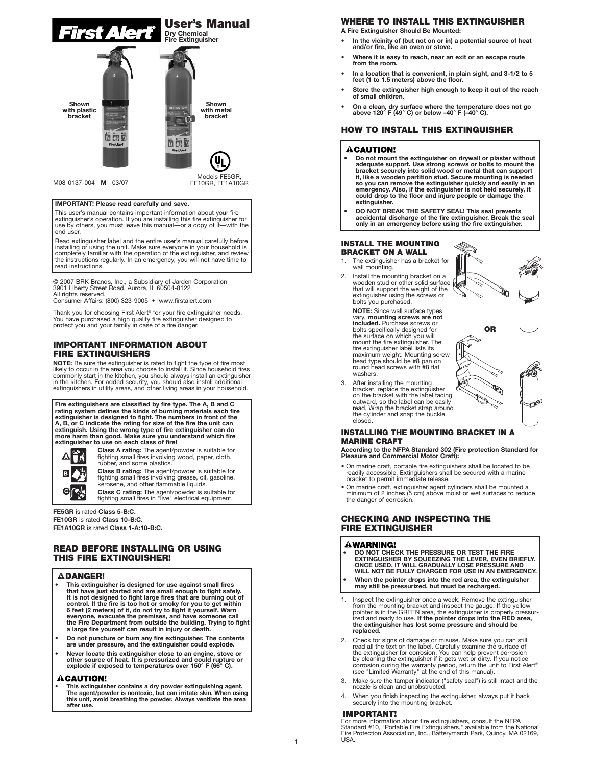# First Alert® User's Manual

**Dry Chemical Fire Extinguisher**

Shown with plastic bracket

Shown with metal bracket

Models FE5GR, FE10GR, FE1A10GR

M08-0137-004 **M** 03/07

**IMPORTANT! Please read carefully and save.**

This user's manual contains important information about your fire extinguisher's operation. If you are installing this fire extinguisher for use by others, you must leave this manual—or a copy of it—with the end user.

Read extinguisher label and the entire user's manual carefully before installing or using the unit. Make sure everyone in your household is completely familiar with the operation of the extinguisher, and review the instructions regularly. In an emergency, you will not have time to read instructions.

© 2007 BRK Brands, Inc., a Subsidiary of Jarden Corporation
3901 Liberty Street Road, Aurora, IL 60504-8122
All rights reserved.
Consumer Affairs: (800) 323-9005 • www.firstalert.com

Thank you for choosing First Alert® for your fire extinguisher needs. You have purchased a high quality fire extinguisher designed to protect you and your family in case of a fire danger.

## IMPORTANT INFORMATION ABOUT FIRE EXTINGUISHERS

**NOTE:** Be sure the extinguisher is rated to fight the type of fire most likely to occur in the area you choose to install it. Since household fires commonly start in the kitchen, you should always install an extinguisher in the kitchen. For added security, you should also install additional extinguishers in utility areas, and other living areas in your household.

**Fire extinguishers are classified by fire type. The A, B and C rating system defines the kinds of burning materials each fire extinguisher is designed to fight. The numbers in front of the A, B, or C indicate the rating for size of the fire the unit can extinguish. Using the wrong type of fire extinguisher can do more harm than good. Make sure you understand which fire extinguisher to use on each class of fire!**

**Class A rating:** The agent/powder is suitable for fighting small fires involving wood, paper, cloth, rubber, and some plastics.

**Class B rating:** The agent/powder is suitable for fighting small fires involving grease, oil, gasoline, kerosene, and other flammable liquids.

**Class C rating:** The agent/powder is suitable for fighting small fires in "live" electrical equipment.

**FE5GR** is rated **Class 5-B:C.**
**FE10GR** is rated **Class 10-B:C.**
**FE1A10GR** is rated **Class 1-A:10-B:C.**

## READ BEFORE INSTALLING OR USING THIS FIRE EXTINGUISHER!

### ⚠DANGER!

- **This extinguisher is designed for use against small fires that have just started and are small enough to fight safely. It is not designed to fight large fires that are burning out of control. If the fire is too hot or smoky for you to get within 6 feet (2 meters) of it, do not try to fight it yourself. Warn everyone, evacuate the premises, and have someone call the Fire Department from outside the building. Trying to fight a large fire yourself can result in injury or death.**
- **Do not puncture or burn any fire extinguisher. The contents are under pressure, and the extinguisher could explode.**
- **Never locate this extinguisher close to an engine, stove or other source of heat. It is pressurized and could rupture or explode if exposed to temperatures over 150° F (66° C).**

### ⚠CAUTION!

- **This extinguisher contains a dry powder extinguishing agent. The agent/powder is nontoxic, but can irritate skin. When using this unit, avoid breathing the powder. Always ventilate the area after use.**

## WHERE TO INSTALL THIS EXTINGUISHER

**A Fire Extinguisher Should Be Mounted:**

- **In the vicinity of (but not on or in) a potential source of heat and/or fire, like an oven or stove.**
- **Where it is easy to reach, near an exit or an escape route from the room.**
- **In a location that is convenient, in plain sight, and 3-1/2 to 5 feet (1 to 1.5 meters) above the floor.**
- **Store the extinguisher high enough to keep it out of the reach of small children.**
- **On a clean, dry surface where the temperature does not go above 120° F (49° C) or below –40° F (–40° C).**

## HOW TO INSTALL THIS EXTINGUISHER

### ⚠CAUTION!

- **Do not mount the extinguisher on drywall or plaster without adequate support. Use strong screws or bolts to mount the bracket securely into solid wood or metal that can support it, like a wooden partition stud. Secure mounting is needed so you can remove the extinguisher quickly and easily in an emergency. Also, if the extinguisher is not held securely, it could drop to the floor and injure people or damage the extinguisher.**
- **DO NOT BREAK THE SAFETY SEAL! This seal prevents accidental discharge of the fire extinguisher. Break the seal only in an emergency before using the fire extinguisher.**

### INSTALL THE MOUNTING BRACKET ON A WALL

1. The extinguisher has a bracket for wall mounting.
2. Install the mounting bracket on a wooden stud or other solid surface that will support the weight of the extinguisher using the screws or bolts you purchased.

   **NOTE:** Since wall surface types vary, **mounting screws are not included.** Purchase screws or bolts specifically designed for the surface on which you will mount the fire extinguisher. The fire extinguisher label lists its maximum weight. Mounting screw head type should be #8 pan on round head screws with #8 flat washers.
3. After installing the mounting bracket, replace the extinguisher on the bracket with the label facing outward, so the label can be easily read. Wrap the bracket strap around the cylinder and snap the buckle closed.

**OR**

### INSTALLING THE MOUNTING BRACKET IN A MARINE CRAFT

**According to the NFPA Standard 302 (Fire protection Standard for Pleasure and Commercial Motor Craft):**

- On marine craft, portable fire extinguishers shall be located to be readily accessible. Extinguishers shall be secured with a marine bracket to permit immediate release.
- On marine craft, extinguisher agent cylinders shall be mounted a minimum of 2 inches (5 cm) above moist or wet surfaces to reduce the danger of corrosion.

## CHECKING AND INSPECTING THE FIRE EXTINGUISHER

### ⚠WARNING!

- **DO NOT CHECK THE PRESSURE OR TEST THE FIRE EXTINGUISHER BY SQUEEZING THE LEVER, EVEN BRIEFLY. ONCE USED, IT WILL GRADUALLY LOSE PRESSURE AND WILL NOT BE FULLY CHARGED FOR USE IN AN EMERGENCY.**
- **When the pointer drops into the red area, the extinguisher may still be pressurized, but must be recharged.**

1. Inspect the extinguisher once a week. Remove the extinguisher from the mounting bracket and inspect the gauge. If the yellow pointer is in the GREEN area, the extinguisher is properly pressurized and ready to use. **If the pointer drops into the RED area, the extinguisher has lost some pressure and should be replaced.**
2. Check for signs of damage or misuse. Make sure you can still read all the text on the label. Carefully examine the surface of the extinguisher for corrosion. You can help prevent corrosion by cleaning the extinguisher if it gets wet or dirty. If you notice corrosion during the warranty period, return the unit to First Alert® (see "Limited Warranty" at the end of this manual).
3. Make sure the tamper indicator ("safety seal") is still intact and the nozzle is clean and unobstructed.
4. When you finish inspecting the extinguisher, always put it back securely into the mounting bracket.

### IMPORTANT!

For more information about fire extinguishers, consult the NFPA Standard #10, "Portable Fire Extinguishers," available from the National Fire Protection Association, Inc., Batterymarch Park, Quincy, MA 02169, USA.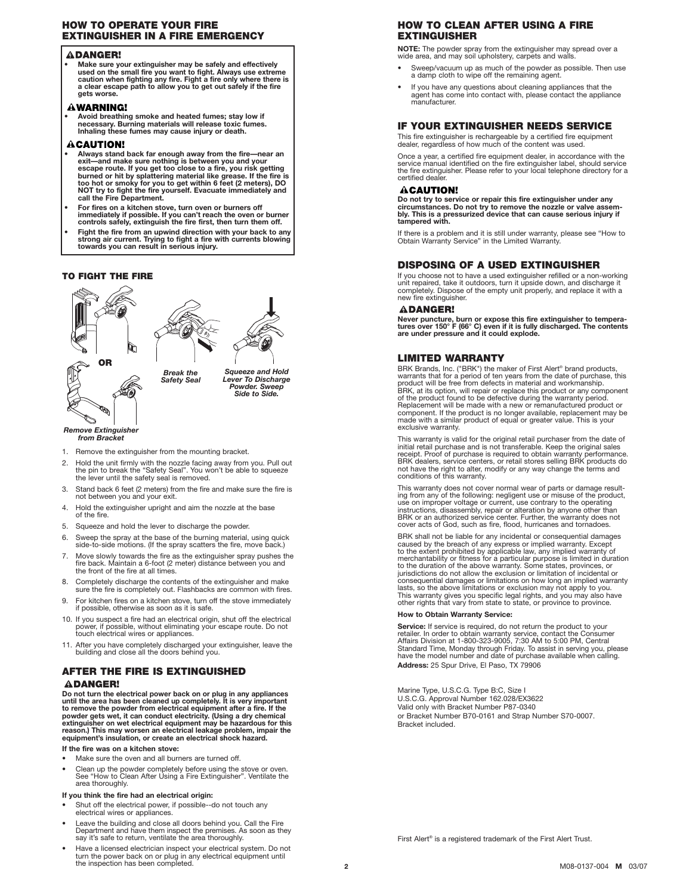## HOW TO OPERATE YOUR FIRE EXTINGUISHER IN A FIRE EMERGENCY

**⚠DANGER!**

- **Make sure your extinguisher may be safely and effectively used on the small fire you want to fight. Always use extreme caution when fighting any fire. Fight a fire only where there is a clear escape path to allow you to get out safely if the fire gets worse.**

**⚠WARNING!**

- **Avoid breathing smoke and heated fumes; stay low if necessary. Burning materials will release toxic fumes. Inhaling these fumes may cause injury or death.**

**⚠CAUTION!**

- **Always stand back far enough away from the fire—near an exit—and make sure nothing is between you and your escape route. If you get too close to a fire, you risk getting burned or hit by splattering material like grease. If the fire is too hot or smoky for you to get within 6 feet (2 meters), DO NOT try to fight the fire yourself. Evacuate immediately and call the Fire Department.**
- **For fires on a kitchen stove, turn oven or burners off immediately if possible. If you can't reach the oven or burner controls safely, extinguish the fire first, then turn them off.**
- **Fight the fire from an upwind direction with your back to any strong air current. Trying to fight a fire with currents blowing towards you can result in serious injury.**

### TO FIGHT THE FIRE

OR

*Remove Extinguisher from Bracket*

*Break the Safety Seal*

*Squeeze and Hold Lever To Discharge Powder. Sweep Side to Side.*

1. Remove the extinguisher from the mounting bracket.
2. Hold the unit firmly with the nozzle facing away from you. Pull out the pin to break the "Safety Seal". You won't be able to squeeze the lever until the safety seal is removed.
3. Stand back 6 feet (2 meters) from the fire and make sure the fire is not between you and your exit.
4. Hold the extinguisher upright and aim the nozzle at the base of the fire.
5. Squeeze and hold the lever to discharge the powder.
6. Sweep the spray at the base of the burning material, using quick side-to-side motions. (If the spray scatters the fire, move back.)
7. Move slowly towards the fire as the extinguisher spray pushes the fire back. Maintain a 6-foot (2 meter) distance between you and the front of the fire at all times.
8. Completely discharge the contents of the extinguisher and make sure the fire is completely out. Flashbacks are common with fires.
9. For kitchen fires on a kitchen stove, turn off the stove immediately if possible, otherwise as soon as it is safe.
10. If you suspect a fire had an electrical origin, shut off the electrical power, if possible, without eliminating your escape route. Do not touch electrical wires or appliances.
11. After you have completely discharged your extinguisher, leave the building and close all the doors behind you.

## AFTER THE FIRE IS EXTINGUISHED

**⚠DANGER!**

**Do not turn the electrical power back on or plug in any appliances until the area has been cleaned up completely. It is very important to remove the powder from electrical equipment after a fire. If the powder gets wet, it can conduct electricity. (Using a dry chemical extinguisher on wet electrical equipment may be hazardous for this reason.) This may worsen an electrical leakage problem, impair the equipment's insulation, or create an electrical shock hazard.**

**If the fire was on a kitchen stove:**

- Make sure the oven and all burners are turned off.
- Clean up the powder completely before using the stove or oven. See "How to Clean After Using a Fire Extinguisher". Ventilate the area thoroughly.

**If you think the fire had an electrical origin:**

- Shut off the electrical power, if possible--do not touch any electrical wires or appliances.
- Leave the building and close all doors behind you. Call the Fire Department and have them inspect the premises. As soon as they say it's safe to return, ventilate the area thoroughly.
- Have a licensed electrician inspect your electrical system. Do not turn the power back on or plug in any electrical equipment until the inspection has been completed.

## HOW TO CLEAN AFTER USING A FIRE EXTINGUISHER

**NOTE:** The powder spray from the extinguisher may spread over a wide area, and may soil upholstery, carpets and walls.

- Sweep/vacuum up as much of the powder as possible. Then use a damp cloth to wipe off the remaining agent.
- If you have any questions about cleaning appliances that the agent has come into contact with, please contact the appliance manufacturer.

## IF YOUR EXTINGUISHER NEEDS SERVICE

This fire extinguisher is rechargeable by a certified fire equipment dealer, regardless of how much of the content was used.

Once a year, a certified fire equipment dealer, in accordance with the service manual identified on the fire extinguisher label, should service the fire extinguisher. Please refer to your local telephone directory for a certified dealer.

**⚠CAUTION!**

**Do not try to service or repair this fire extinguisher under any circumstances. Do not try to remove the nozzle or valve assembly. This is a pressurized device that can cause serious injury if tampered with.**

If there is a problem and it is still under warranty, please see "How to Obtain Warranty Service" in the Limited Warranty.

## DISPOSING OF A USED EXTINGUISHER

If you choose not to have a used extinguisher refilled or a non-working unit repaired, take it outdoors, turn it upside down, and discharge it completely. Dispose of the empty unit properly, and replace it with a new fire extinguisher.

**⚠DANGER!**

**Never puncture, burn or expose this fire extinguisher to temperatures over 150° F (66° C) even if it is fully discharged. The contents are under pressure and it could explode.**

## LIMITED WARRANTY

BRK Brands, Inc. ("BRK") the maker of First Alert® brand products, warrants that for a period of ten years from the date of purchase, this product will be free from defects in material and workmanship. BRK, at its option, will repair or replace this product or any component of the product found to be defective during the warranty period. Replacement will be made with a new or remanufactured product or component. If the product is no longer available, replacement may be made with a similar product of equal or greater value. This is your exclusive warranty.

This warranty is valid for the original retail purchaser from the date of initial retail purchase and is not transferable. Keep the original sales receipt. Proof of purchase is required to obtain warranty performance. BRK dealers, service centers, or retail stores selling BRK products do not have the right to alter, modify or any way change the terms and conditions of this warranty.

This warranty does not cover normal wear of parts or damage resulting from any of the following: negligent use or misuse of the product, use on improper voltage or current, use contrary to the operating instructions, disassembly, repair or alteration by anyone other than BRK or an authorized service center. Further, the warranty does not cover acts of God, such as fire, flood, hurricanes and tornadoes.

BRK shall not be liable for any incidental or consequential damages caused by the breach of any express or implied warranty. Except to the extent prohibited by applicable law, any implied warranty of merchantability or fitness for a particular purpose is limited in duration to the duration of the above warranty. Some states, provinces, or jurisdictions do not allow the exclusion or limitation of incidental or consequential damages or limitations on how long an implied warranty lasts, so the above limitations or exclusion may not apply to you. This warranty gives you specific legal rights, and you may also have other rights that vary from state to state, or province to province.

**How to Obtain Warranty Service:**

**Service:** If service is required, do not return the product to your retailer. In order to obtain warranty service, contact the Consumer Affairs Division at 1-800-323-9005, 7:30 AM to 5:00 PM, Central Standard Time, Monday through Friday. To assist in serving you, please have the model number and date of purchase available when calling.

**Address:** 25 Spur Drive, El Paso, TX 79906

Marine Type, U.S.C.G. Type B:C, Size I
U.S.C.G. Approval Number 162.028/EX3622
Valid only with Bracket Number P87-0340
or Bracket Number B70-0161 and Strap Number S70-0007.
Bracket included.

First Alert® is a registered trademark of the First Alert Trust.

M08-0137-004 **M** 03/07